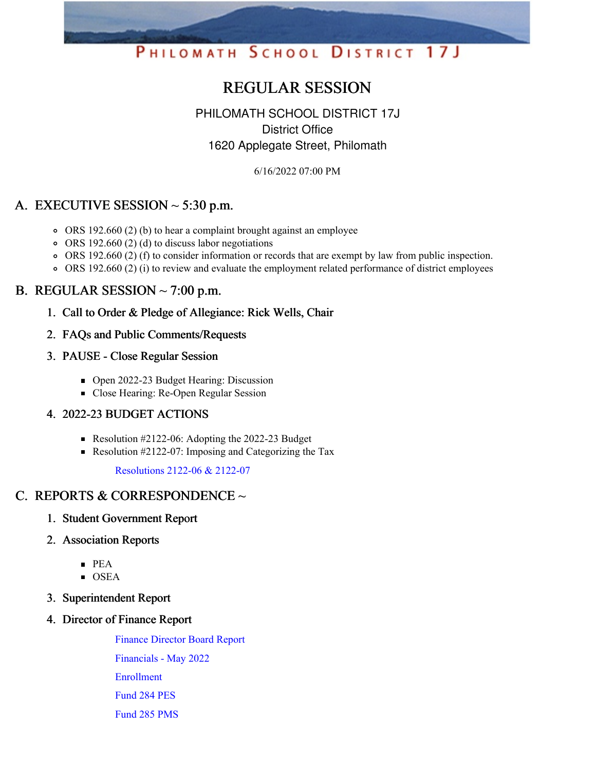PHILOMATH SCHOOL DISTRICT 17J

# REGULAR SESSION

PHILOMATH SCHOOL DISTRICT 17J
District Office
1620 Applegate Street, Philomath

6/16/2022 07:00 PM

## A. EXECUTIVE SESSION ~ 5:30 p.m.

- ORS 192.660 (2) (b) to hear a complaint brought against an employee
- ORS 192.660 (2) (d) to discuss labor negotiations
- ORS 192.660 (2) (f) to consider information or records that are exempt by law from public inspection.
- ORS 192.660 (2) (i) to review and evaluate the employment related performance of district employees

## B. REGULAR SESSION ~ 7:00 p.m.

### 1. Call to Order & Pledge of Allegiance: Rick Wells, Chair

### 2. FAQs and Public Comments/Requests

### 3. PAUSE - Close Regular Session

- Open 2022-23 Budget Hearing: Discussion
- Close Hearing: Re-Open Regular Session

### 4. 2022-23 BUDGET ACTIONS

- Resolution #2122-06: Adopting the 2022-23 Budget
- Resolution #2122-07: Imposing and Categorizing the Tax

Resolutions 2122-06 & 2122-07

## C. REPORTS & CORRESPONDENCE ~

### 1. Student Government Report

### 2. Association Reports

- PEA
- OSEA

### 3. Superintendent Report

### 4. Director of Finance Report

Finance Director Board Report

Financials - May 2022

Enrollment

Fund 284 PES

Fund 285 PMS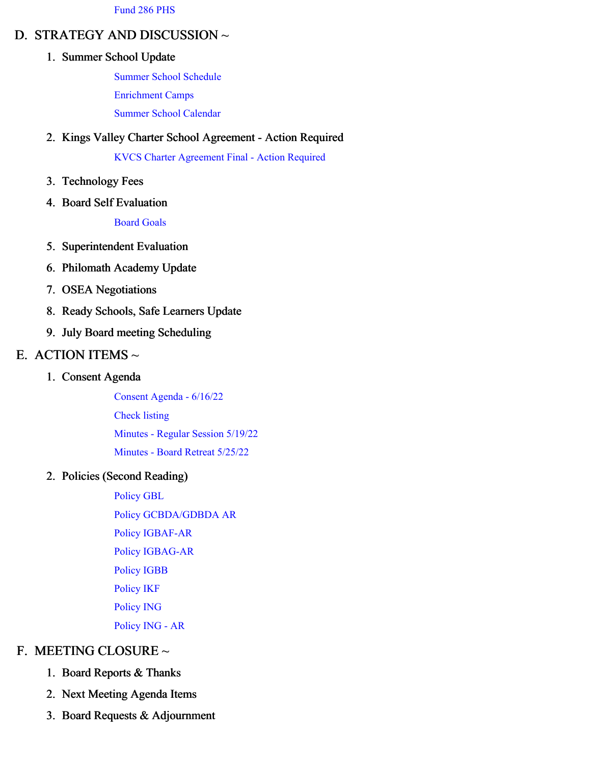Fund 286 PHS

## D. STRATEGY AND DISCUSSION ~

1. Summer School Update

   Summer School Schedule

   Enrichment Camps

   Summer School Calendar

2. Kings Valley Charter School Agreement - Action Required

   KVCS Charter Agreement Final - Action Required

3. Technology Fees

4. Board Self Evaluation

   Board Goals

5. Superintendent Evaluation

6. Philomath Academy Update

7. OSEA Negotiations

8. Ready Schools, Safe Learners Update

9. July Board meeting Scheduling

## E. ACTION ITEMS ~

1. Consent Agenda

   Consent Agenda - 6/16/22

   Check listing

   Minutes - Regular Session 5/19/22

   Minutes - Board Retreat 5/25/22

2. Policies (Second Reading)

   Policy GBL

   Policy GCBDA/GDBDA AR

   Policy IGBAF-AR

   Policy IGBAG-AR

   Policy IGBB

   Policy IKF

   Policy ING

   Policy ING - AR

## F. MEETING CLOSURE ~

1. Board Reports & Thanks

2. Next Meeting Agenda Items

3. Board Requests & Adjournment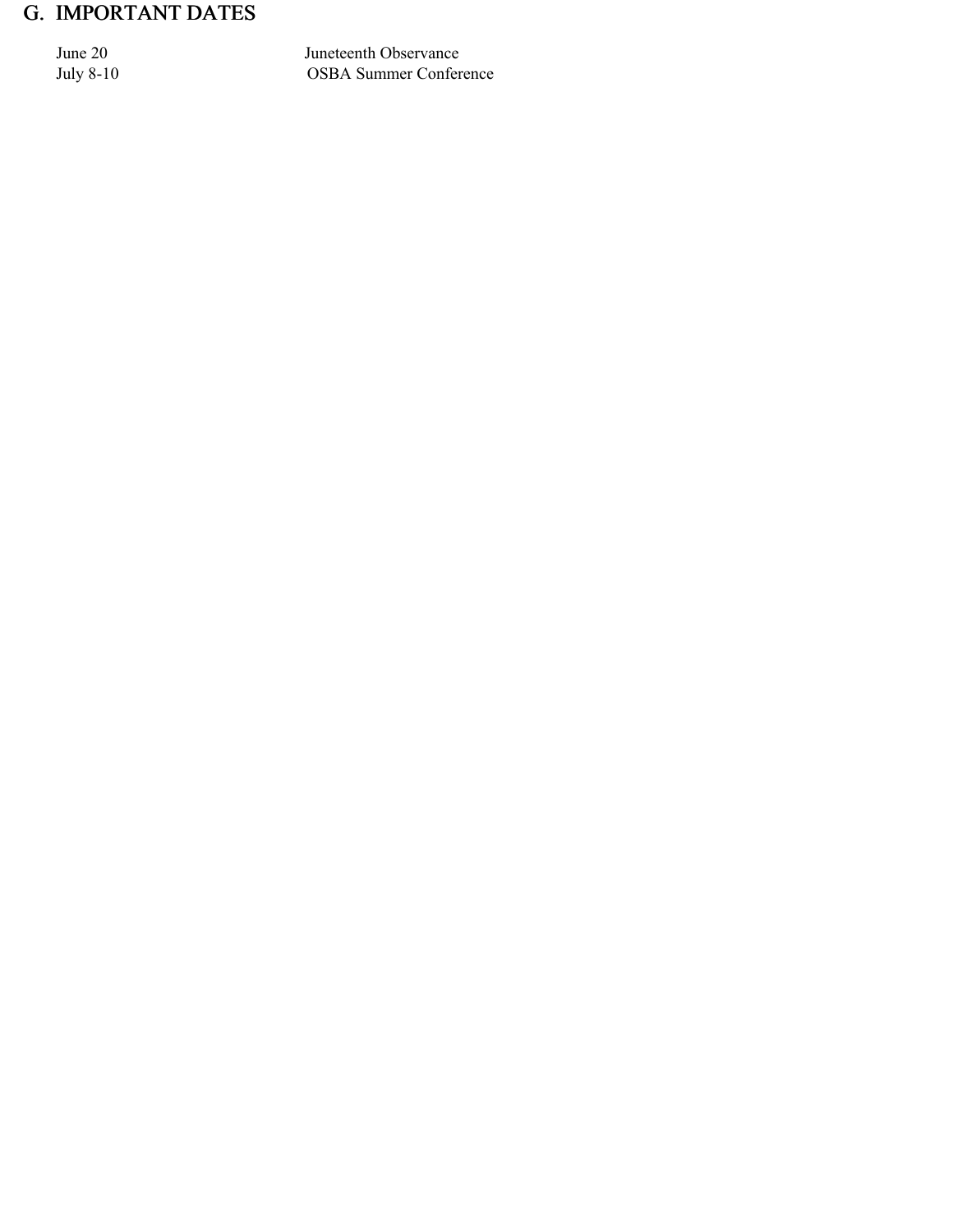## G. IMPORTANT DATES

| | |
|---|---|
| June 20 | Juneteenth Observance |
| July 8-10 | OSBA Summer Conference |